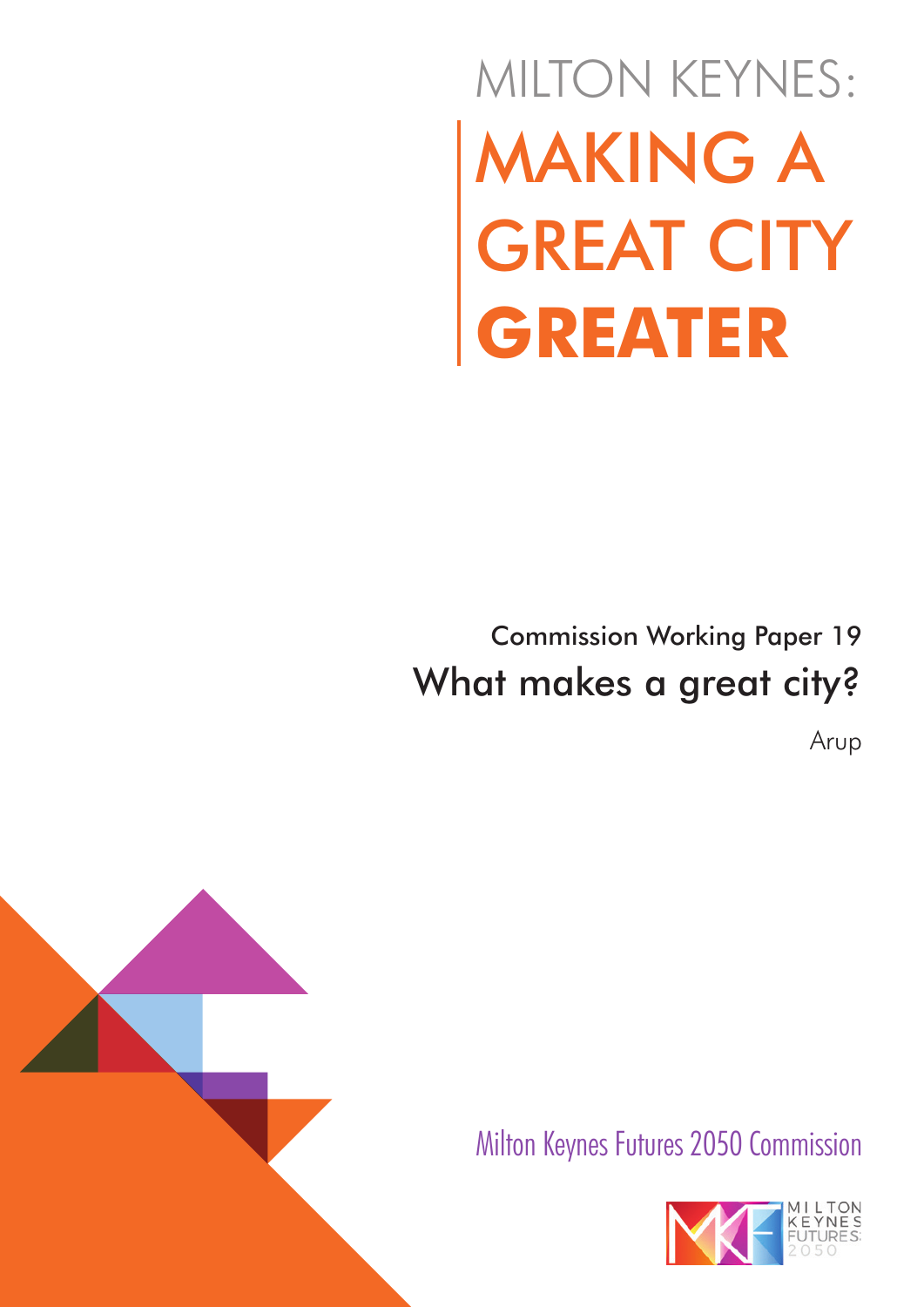# MILTON KEYNES:
# MAKING A GREAT CITY **GREATER**

## Commission Working Paper 19
## What makes a great city?

Arup

Milton Keynes Futures 2050 Commission

MILTON KEYNES FUTURES 2050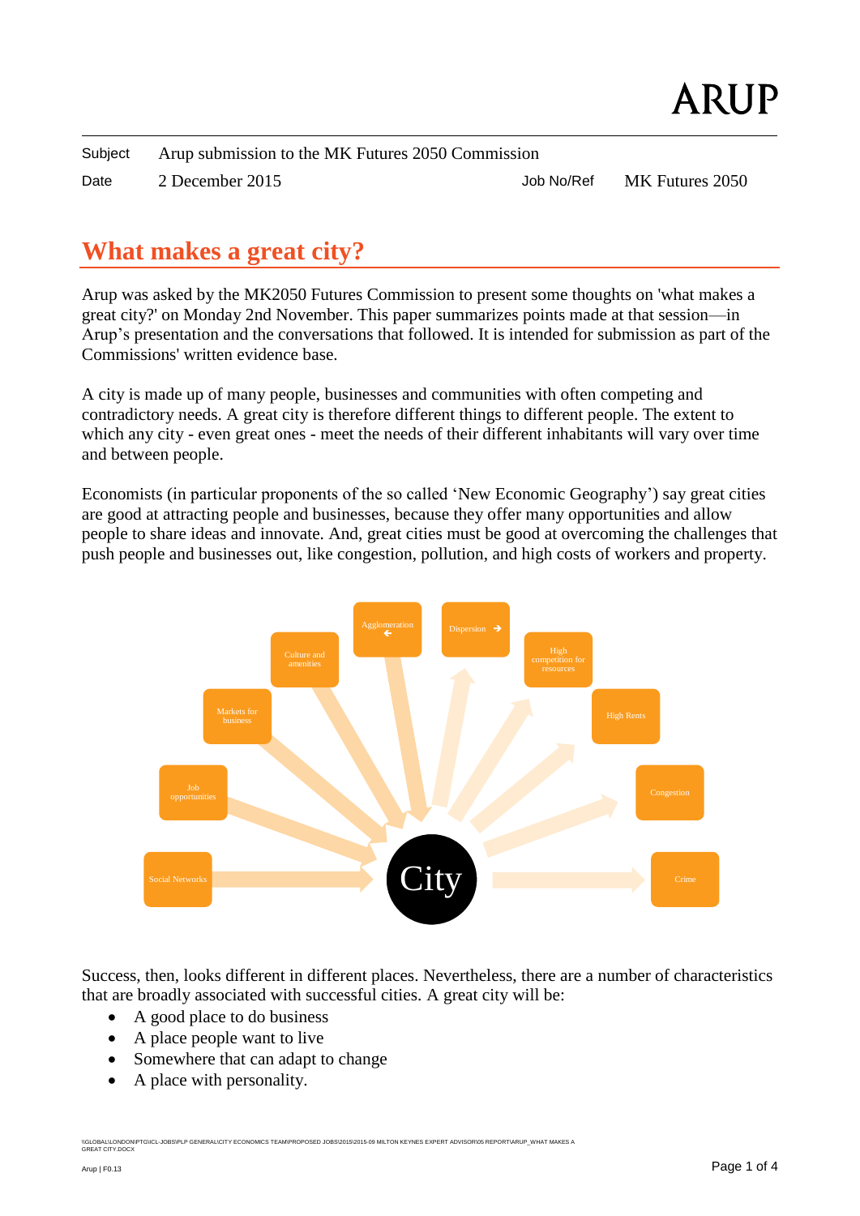Subject Arup submission to the MK Futures 2050 Commission

Date 2 December 2015 Job No/Ref MK Futures 2050

# What makes a great city?

Arup was asked by the MK2050 Futures Commission to present some thoughts on 'what makes a great city?' on Monday 2nd November. This paper summarizes points made at that session—in Arup's presentation and the conversations that followed. It is intended for submission as part of the Commissions' written evidence base.

A city is made up of many people, businesses and communities with often competing and contradictory needs. A great city is therefore different things to different people. The extent to which any city - even great ones - meet the needs of their different inhabitants will vary over time and between people.

Economists (in particular proponents of the so called 'New Economic Geography') say great cities are good at attracting people and businesses, because they offer many opportunities and allow people to share ideas and innovate. And, great cities must be good at overcoming the challenges that push people and businesses out, like congestion, pollution, and high costs of workers and property.

Success, then, looks different in different places. Nevertheless, there are a number of characteristics that are broadly associated with successful cities. A great city will be:

- A good place to do business
- A place people want to live
- Somewhere that can adapt to change
- A place with personality.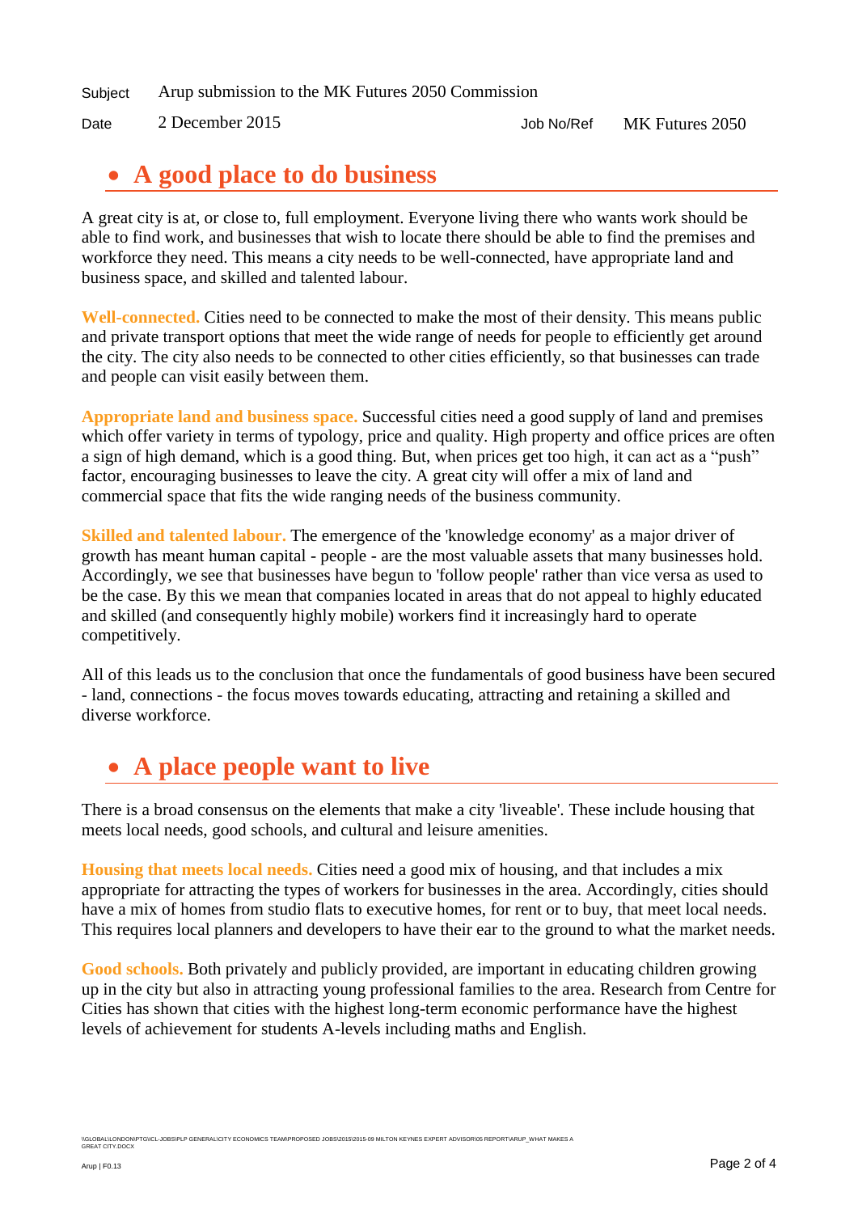Subject Arup submission to the MK Futures 2050 Commission

Date 2 December 2015 Job No/Ref MK Futures 2050

## A good place to do business

A great city is at, or close to, full employment. Everyone living there who wants work should be able to find work, and businesses that wish to locate there should be able to find the premises and workforce they need. This means a city needs to be well-connected, have appropriate land and business space, and skilled and talented labour.

**Well-connected.** Cities need to be connected to make the most of their density. This means public and private transport options that meet the wide range of needs for people to efficiently get around the city. The city also needs to be connected to other cities efficiently, so that businesses can trade and people can visit easily between them.

**Appropriate land and business space.** Successful cities need a good supply of land and premises which offer variety in terms of typology, price and quality. High property and office prices are often a sign of high demand, which is a good thing. But, when prices get too high, it can act as a "push" factor, encouraging businesses to leave the city. A great city will offer a mix of land and commercial space that fits the wide ranging needs of the business community.

**Skilled and talented labour.** The emergence of the 'knowledge economy' as a major driver of growth has meant human capital - people - are the most valuable assets that many businesses hold. Accordingly, we see that businesses have begun to 'follow people' rather than vice versa as used to be the case. By this we mean that companies located in areas that do not appeal to highly educated and skilled (and consequently highly mobile) workers find it increasingly hard to operate competitively.

All of this leads us to the conclusion that once the fundamentals of good business have been secured - land, connections - the focus moves towards educating, attracting and retaining a skilled and diverse workforce.

## A place people want to live

There is a broad consensus on the elements that make a city 'liveable'. These include housing that meets local needs, good schools, and cultural and leisure amenities.

**Housing that meets local needs.** Cities need a good mix of housing, and that includes a mix appropriate for attracting the types of workers for businesses in the area. Accordingly, cities should have a mix of homes from studio flats to executive homes, for rent or to buy, that meet local needs. This requires local planners and developers to have their ear to the ground to what the market needs.

**Good schools.** Both privately and publicly provided, are important in educating children growing up in the city but also in attracting young professional families to the area. Research from Centre for Cities has shown that cities with the highest long-term economic performance have the highest levels of achievement for students A-levels including maths and English.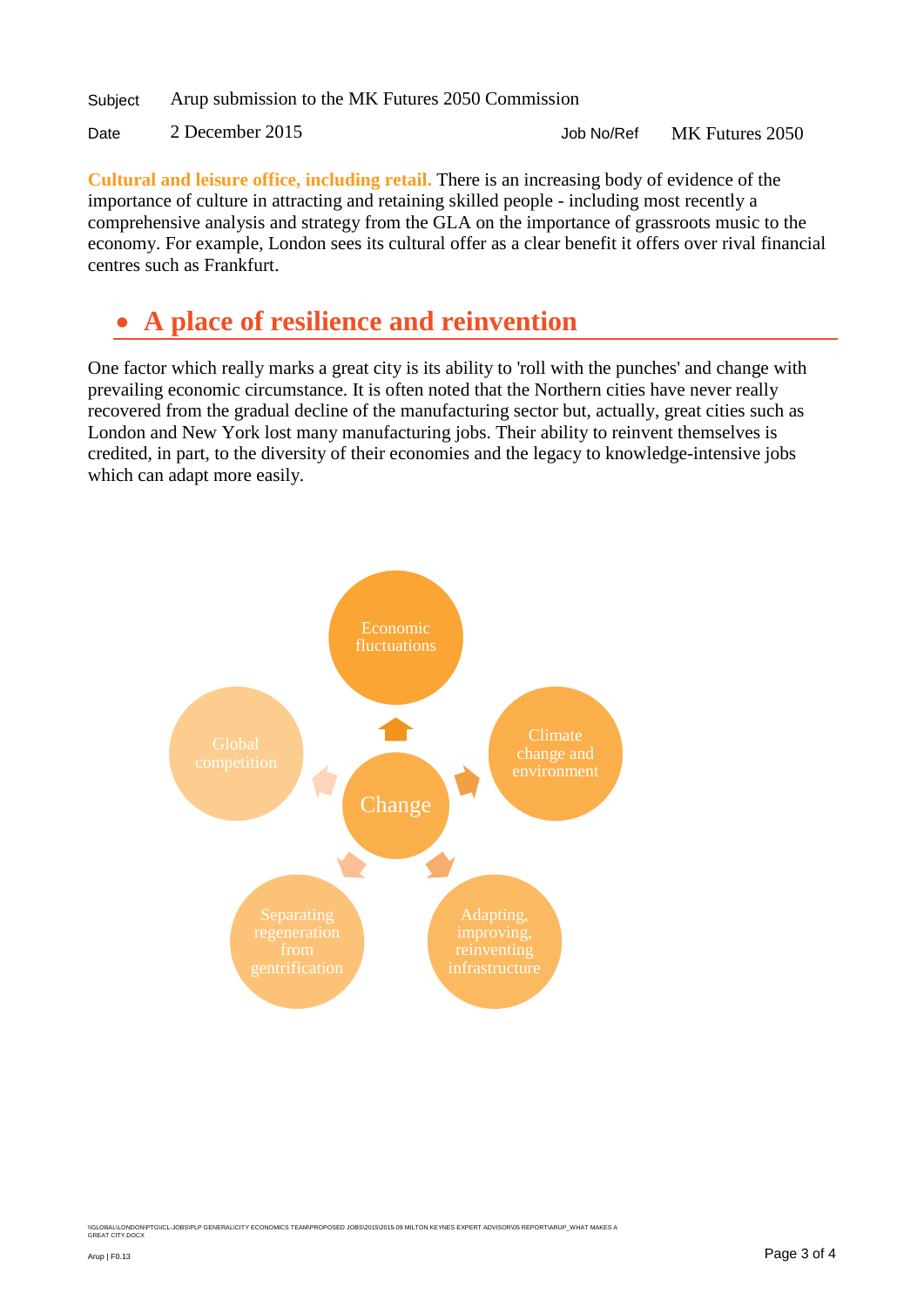**Cultural and leisure office, including retail.** There is an increasing body of evidence of the importance of culture in attracting and retaining skilled people - including most recently a comprehensive analysis and strategy from the GLA on the importance of grassroots music to the economy. For example, London sees its cultural offer as a clear benefit it offers over rival financial centres such as Frankfurt.

## • A place of resilience and reinvention

One factor which really marks a great city is its ability to 'roll with the punches' and change with prevailing economic circumstance. It is often noted that the Northern cities have never really recovered from the gradual decline of the manufacturing sector but, actually, great cities such as London and New York lost many manufacturing jobs. Their ability to reinvent themselves is credited, in part, to the diversity of their economies and the legacy to knowledge-intensive jobs which can adapt more easily.

Change

- Economic fluctuations
- Climate change and environment
- Adapting, improving, reinventing infrastructure
- Separating regeneration from gentrification
- Global competition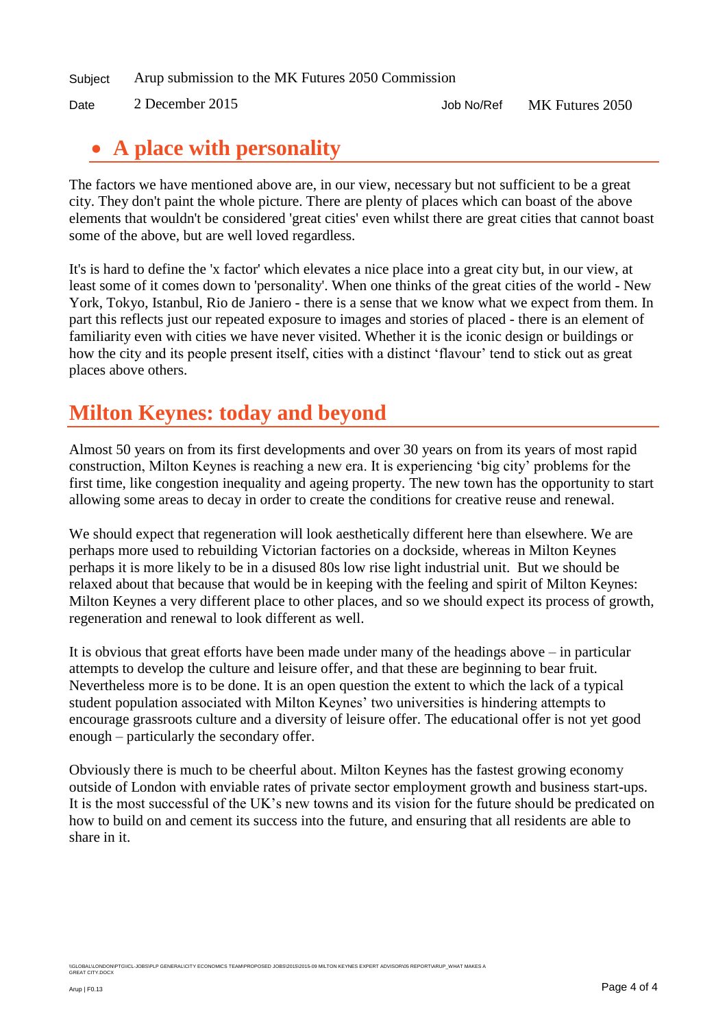- ## A place with personality

The factors we have mentioned above are, in our view, necessary but not sufficient to be a great city. They don't paint the whole picture. There are plenty of places which can boast of the above elements that wouldn't be considered 'great cities' even whilst there are great cities that cannot boast some of the above, but are well loved regardless.

It's is hard to define the 'x factor' which elevates a nice place into a great city but, in our view, at least some of it comes down to 'personality'. When one thinks of the great cities of the world - New York, Tokyo, Istanbul, Rio de Janiero - there is a sense that we know what we expect from them. In part this reflects just our repeated exposure to images and stories of placed - there is an element of familiarity even with cities we have never visited. Whether it is the iconic design or buildings or how the city and its people present itself, cities with a distinct 'flavour' tend to stick out as great places above others.

# Milton Keynes: today and beyond

Almost 50 years on from its first developments and over 30 years on from its years of most rapid construction, Milton Keynes is reaching a new era. It is experiencing 'big city' problems for the first time, like congestion inequality and ageing property. The new town has the opportunity to start allowing some areas to decay in order to create the conditions for creative reuse and renewal.

We should expect that regeneration will look aesthetically different here than elsewhere. We are perhaps more used to rebuilding Victorian factories on a dockside, whereas in Milton Keynes perhaps it is more likely to be in a disused 80s low rise light industrial unit. But we should be relaxed about that because that would be in keeping with the feeling and spirit of Milton Keynes: Milton Keynes a very different place to other places, and so we should expect its process of growth, regeneration and renewal to look different as well.

It is obvious that great efforts have been made under many of the headings above – in particular attempts to develop the culture and leisure offer, and that these are beginning to bear fruit. Nevertheless more is to be done. It is an open question the extent to which the lack of a typical student population associated with Milton Keynes' two universities is hindering attempts to encourage grassroots culture and a diversity of leisure offer. The educational offer is not yet good enough – particularly the secondary offer.

Obviously there is much to be cheerful about. Milton Keynes has the fastest growing economy outside of London with enviable rates of private sector employment growth and business start-ups. It is the most successful of the UK's new towns and its vision for the future should be predicated on how to build on and cement its success into the future, and ensuring that all residents are able to share in it.